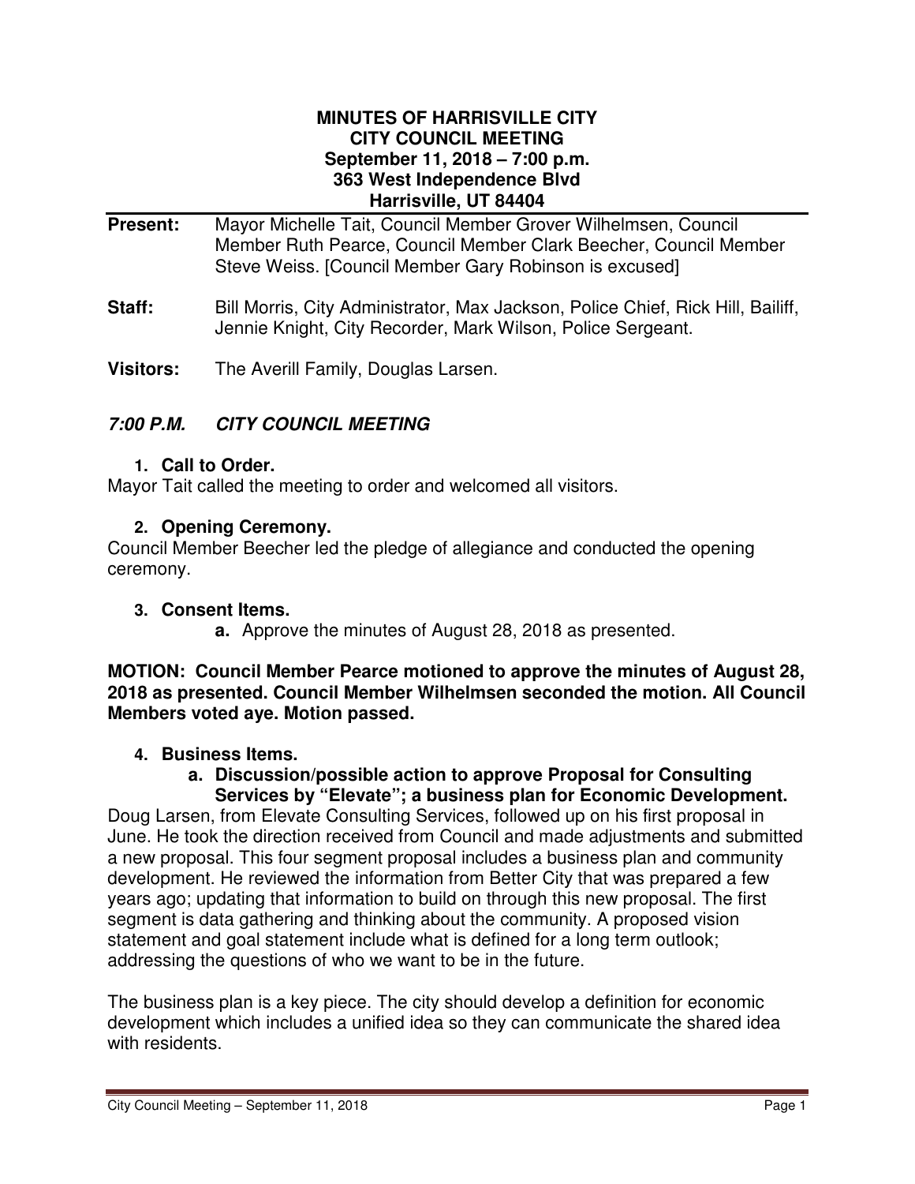# MINUTES OF HARRISVILLE CITY
# CITY COUNCIL MEETING
## September 11, 2018 – 7:00 p.m.
## 363 West Independence Blvd
## Harrisville, UT 84404

**Present:** Mayor Michelle Tait, Council Member Grover Wilhelmsen, Council Member Ruth Pearce, Council Member Clark Beecher, Council Member Steve Weiss. [Council Member Gary Robinson is excused]

**Staff:** Bill Morris, City Administrator, Max Jackson, Police Chief, Rick Hill, Bailiff, Jennie Knight, City Recorder, Mark Wilson, Police Sergeant.

**Visitors:** The Averill Family, Douglas Larsen.

## *7:00 P.M. CITY COUNCIL MEETING*

### 1. Call to Order.

Mayor Tait called the meeting to order and welcomed all visitors.

### 2. Opening Ceremony.

Council Member Beecher led the pledge of allegiance and conducted the opening ceremony.

### 3. Consent Items.

a. Approve the minutes of August 28, 2018 as presented.

**MOTION: Council Member Pearce motioned to approve the minutes of August 28, 2018 as presented. Council Member Wilhelmsen seconded the motion. All Council Members voted aye. Motion passed.**

### 4. Business Items.

**a. Discussion/possible action to approve Proposal for Consulting Services by "Elevate"; a business plan for Economic Development.**

Doug Larsen, from Elevate Consulting Services, followed up on his first proposal in June. He took the direction received from Council and made adjustments and submitted a new proposal. This four segment proposal includes a business plan and community development. He reviewed the information from Better City that was prepared a few years ago; updating that information to build on through this new proposal. The first segment is data gathering and thinking about the community. A proposed vision statement and goal statement include what is defined for a long term outlook; addressing the questions of who we want to be in the future.

The business plan is a key piece. The city should develop a definition for economic development which includes a unified idea so they can communicate the shared idea with residents.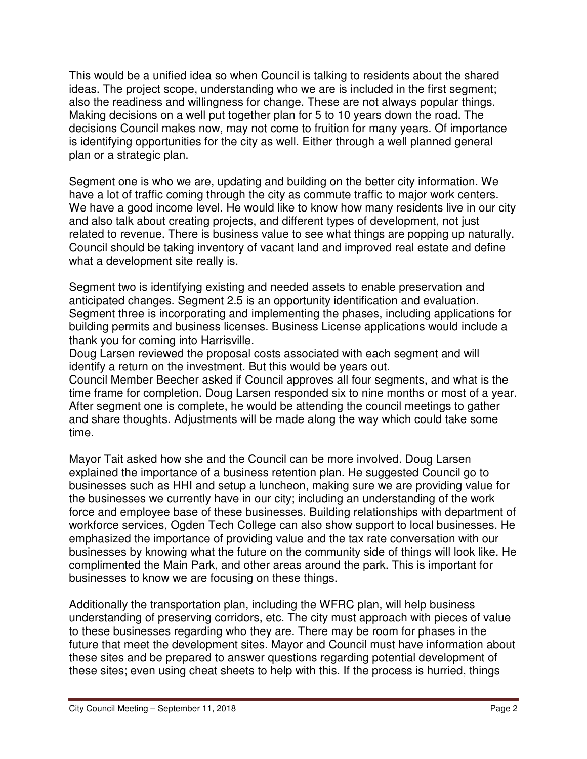This would be a unified idea so when Council is talking to residents about the shared ideas. The project scope, understanding who we are is included in the first segment; also the readiness and willingness for change. These are not always popular things. Making decisions on a well put together plan for 5 to 10 years down the road. The decisions Council makes now, may not come to fruition for many years. Of importance is identifying opportunities for the city as well. Either through a well planned general plan or a strategic plan.

Segment one is who we are, updating and building on the better city information. We have a lot of traffic coming through the city as commute traffic to major work centers. We have a good income level. He would like to know how many residents live in our city and also talk about creating projects, and different types of development, not just related to revenue. There is business value to see what things are popping up naturally. Council should be taking inventory of vacant land and improved real estate and define what a development site really is.

Segment two is identifying existing and needed assets to enable preservation and anticipated changes. Segment 2.5 is an opportunity identification and evaluation. Segment three is incorporating and implementing the phases, including applications for building permits and business licenses. Business License applications would include a thank you for coming into Harrisville.
Doug Larsen reviewed the proposal costs associated with each segment and will identify a return on the investment. But this would be years out.
Council Member Beecher asked if Council approves all four segments, and what is the time frame for completion. Doug Larsen responded six to nine months or most of a year. After segment one is complete, he would be attending the council meetings to gather and share thoughts. Adjustments will be made along the way which could take some time.

Mayor Tait asked how she and the Council can be more involved. Doug Larsen explained the importance of a business retention plan. He suggested Council go to businesses such as HHI and setup a luncheon, making sure we are providing value for the businesses we currently have in our city; including an understanding of the work force and employee base of these businesses. Building relationships with department of workforce services, Ogden Tech College can also show support to local businesses. He emphasized the importance of providing value and the tax rate conversation with our businesses by knowing what the future on the community side of things will look like. He complimented the Main Park, and other areas around the park. This is important for businesses to know we are focusing on these things.

Additionally the transportation plan, including the WFRC plan, will help business understanding of preserving corridors, etc. The city must approach with pieces of value to these businesses regarding who they are. There may be room for phases in the future that meet the development sites. Mayor and Council must have information about these sites and be prepared to answer questions regarding potential development of these sites; even using cheat sheets to help with this. If the process is hurried, things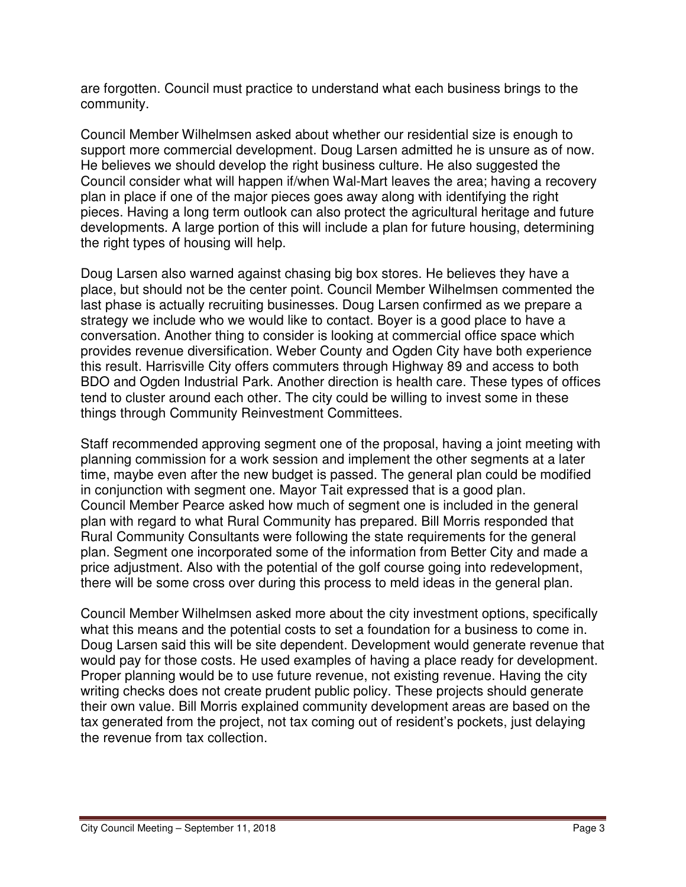are forgotten. Council must practice to understand what each business brings to the community.

Council Member Wilhelmsen asked about whether our residential size is enough to support more commercial development. Doug Larsen admitted he is unsure as of now. He believes we should develop the right business culture. He also suggested the Council consider what will happen if/when Wal-Mart leaves the area; having a recovery plan in place if one of the major pieces goes away along with identifying the right pieces. Having a long term outlook can also protect the agricultural heritage and future developments. A large portion of this will include a plan for future housing, determining the right types of housing will help.

Doug Larsen also warned against chasing big box stores. He believes they have a place, but should not be the center point. Council Member Wilhelmsen commented the last phase is actually recruiting businesses. Doug Larsen confirmed as we prepare a strategy we include who we would like to contact. Boyer is a good place to have a conversation. Another thing to consider is looking at commercial office space which provides revenue diversification. Weber County and Ogden City have both experience this result. Harrisville City offers commuters through Highway 89 and access to both BDO and Ogden Industrial Park. Another direction is health care. These types of offices tend to cluster around each other. The city could be willing to invest some in these things through Community Reinvestment Committees.

Staff recommended approving segment one of the proposal, having a joint meeting with planning commission for a work session and implement the other segments at a later time, maybe even after the new budget is passed. The general plan could be modified in conjunction with segment one. Mayor Tait expressed that is a good plan.
Council Member Pearce asked how much of segment one is included in the general plan with regard to what Rural Community has prepared. Bill Morris responded that Rural Community Consultants were following the state requirements for the general plan. Segment one incorporated some of the information from Better City and made a price adjustment. Also with the potential of the golf course going into redevelopment, there will be some cross over during this process to meld ideas in the general plan.

Council Member Wilhelmsen asked more about the city investment options, specifically what this means and the potential costs to set a foundation for a business to come in. Doug Larsen said this will be site dependent. Development would generate revenue that would pay for those costs. He used examples of having a place ready for development. Proper planning would be to use future revenue, not existing revenue. Having the city writing checks does not create prudent public policy. These projects should generate their own value. Bill Morris explained community development areas are based on the tax generated from the project, not tax coming out of resident's pockets, just delaying the revenue from tax collection.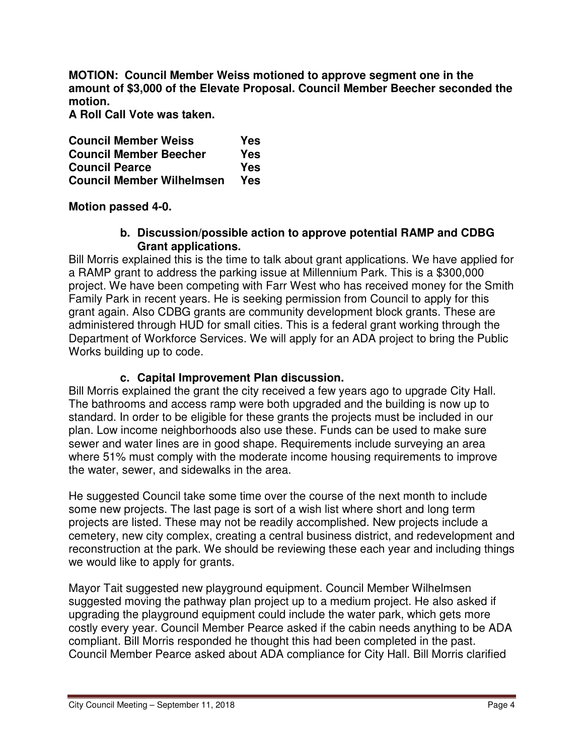**MOTION: Council Member Weiss motioned to approve segment one in the amount of $3,000 of the Elevate Proposal. Council Member Beecher seconded the motion.**
**A Roll Call Vote was taken.**

| | |
|---|---|
| **Council Member Weiss** | **Yes** |
| **Council Member Beecher** | **Yes** |
| **Council Pearce** | **Yes** |
| **Council Member Wilhelmsen** | **Yes** |

**Motion passed 4-0.**

**b. Discussion/possible action to approve potential RAMP and CDBG Grant applications.**

Bill Morris explained this is the time to talk about grant applications. We have applied for a RAMP grant to address the parking issue at Millennium Park. This is a $300,000 project. We have been competing with Farr West who has received money for the Smith Family Park in recent years. He is seeking permission from Council to apply for this grant again. Also CDBG grants are community development block grants. These are administered through HUD for small cities. This is a federal grant working through the Department of Workforce Services. We will apply for an ADA project to bring the Public Works building up to code.

**c. Capital Improvement Plan discussion.**

Bill Morris explained the grant the city received a few years ago to upgrade City Hall. The bathrooms and access ramp were both upgraded and the building is now up to standard. In order to be eligible for these grants the projects must be included in our plan. Low income neighborhoods also use these. Funds can be used to make sure sewer and water lines are in good shape. Requirements include surveying an area where 51% must comply with the moderate income housing requirements to improve the water, sewer, and sidewalks in the area.

He suggested Council take some time over the course of the next month to include some new projects. The last page is sort of a wish list where short and long term projects are listed. These may not be readily accomplished. New projects include a cemetery, new city complex, creating a central business district, and redevelopment and reconstruction at the park. We should be reviewing these each year and including things we would like to apply for grants.

Mayor Tait suggested new playground equipment. Council Member Wilhelmsen suggested moving the pathway plan project up to a medium project. He also asked if upgrading the playground equipment could include the water park, which gets more costly every year. Council Member Pearce asked if the cabin needs anything to be ADA compliant. Bill Morris responded he thought this had been completed in the past. Council Member Pearce asked about ADA compliance for City Hall. Bill Morris clarified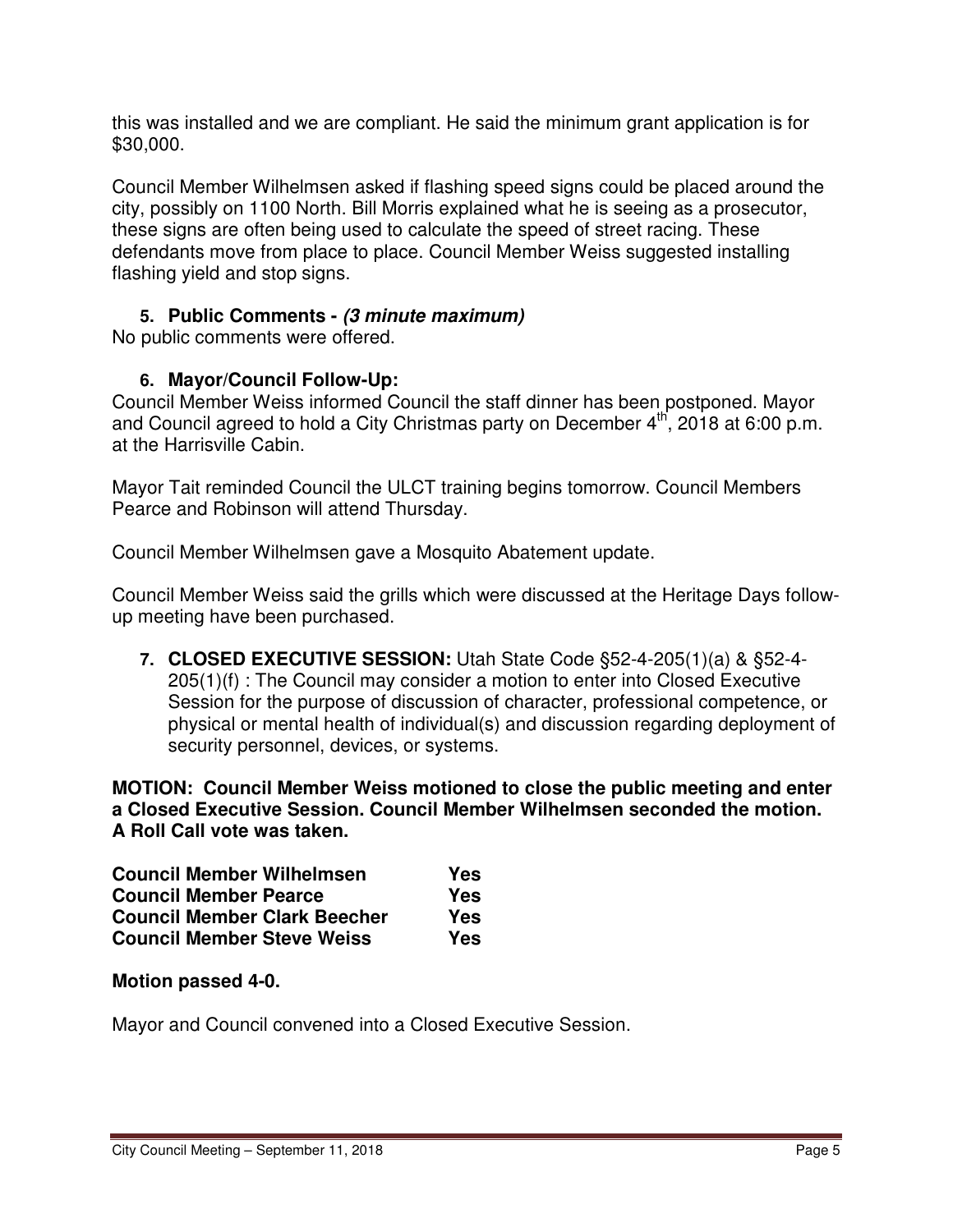this was installed and we are compliant. He said the minimum grant application is for $30,000.

Council Member Wilhelmsen asked if flashing speed signs could be placed around the city, possibly on 1100 North. Bill Morris explained what he is seeing as a prosecutor, these signs are often being used to calculate the speed of street racing. These defendants move from place to place. Council Member Weiss suggested installing flashing yield and stop signs.

5. **Public Comments -** ***(3 minute maximum)***

No public comments were offered.

6. **Mayor/Council Follow-Up:**

Council Member Weiss informed Council the staff dinner has been postponed. Mayor and Council agreed to hold a City Christmas party on December 4th, 2018 at 6:00 p.m. at the Harrisville Cabin.

Mayor Tait reminded Council the ULCT training begins tomorrow. Council Members Pearce and Robinson will attend Thursday.

Council Member Wilhelmsen gave a Mosquito Abatement update.

Council Member Weiss said the grills which were discussed at the Heritage Days follow-up meeting have been purchased.

7. **CLOSED EXECUTIVE SESSION:** Utah State Code §52-4-205(1)(a) & §52-4-205(1)(f) : The Council may consider a motion to enter into Closed Executive Session for the purpose of discussion of character, professional competence, or physical or mental health of individual(s) and discussion regarding deployment of security personnel, devices, or systems.

**MOTION: Council Member Weiss motioned to close the public meeting and enter a Closed Executive Session. Council Member Wilhelmsen seconded the motion. A Roll Call vote was taken.**

| | |
|---|---|
| **Council Member Wilhelmsen** | **Yes** |
| **Council Member Pearce** | **Yes** |
| **Council Member Clark Beecher** | **Yes** |
| **Council Member Steve Weiss** | **Yes** |

**Motion passed 4-0.**

Mayor and Council convened into a Closed Executive Session.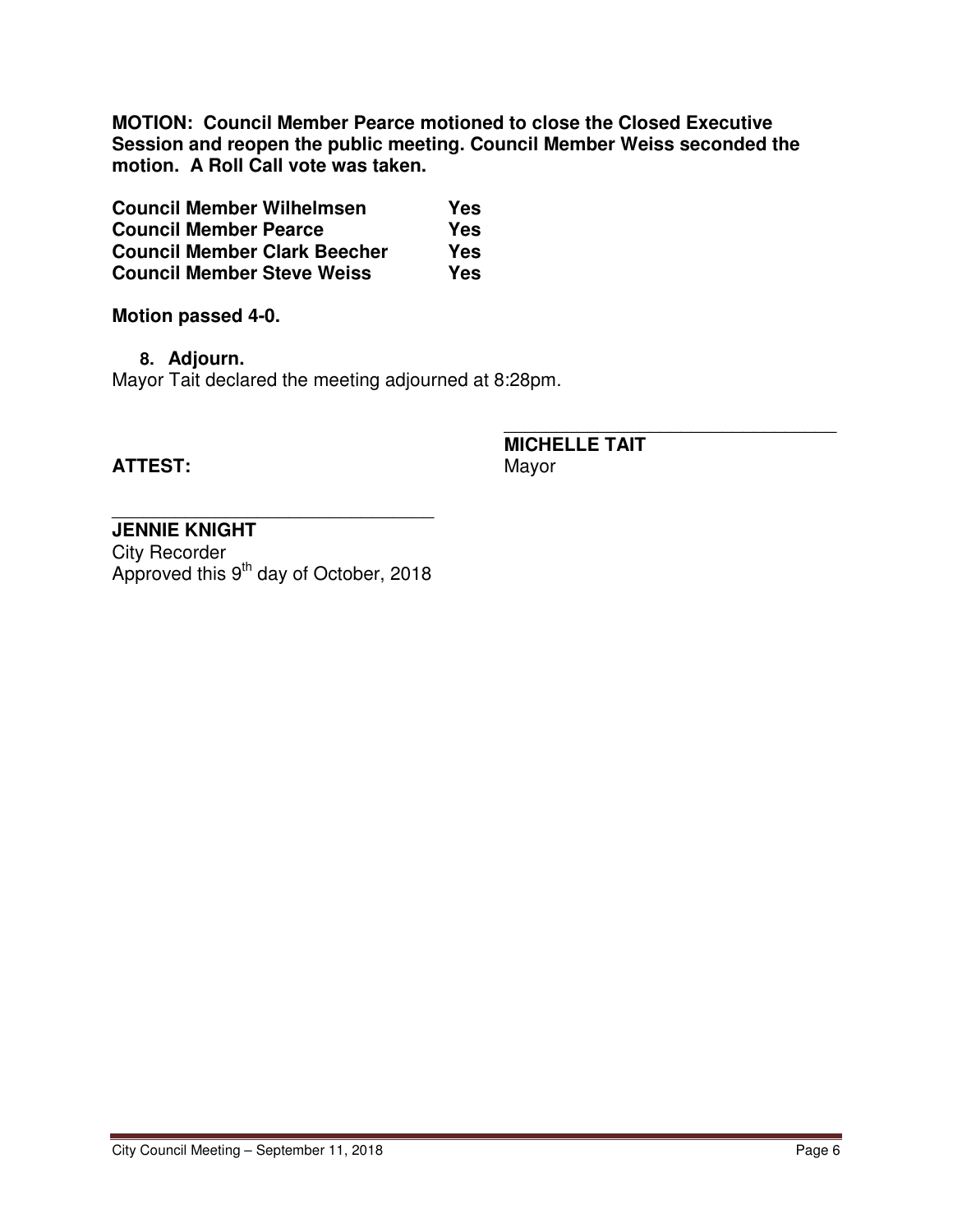**MOTION: Council Member Pearce motioned to close the Closed Executive Session and reopen the public meeting. Council Member Weiss seconded the motion. A Roll Call vote was taken.**

| | |
|---|---|
| **Council Member Wilhelmsen** | **Yes** |
| **Council Member Pearce** | **Yes** |
| **Council Member Clark Beecher** | **Yes** |
| **Council Member Steve Weiss** | **Yes** |

**Motion passed 4-0.**

**8. Adjourn.**

Mayor Tait declared the meeting adjourned at 8:28pm.

\_\_\_\_\_\_\_\_\_\_\_\_\_\_\_\_\_\_\_\_\_\_\_\_\_\_\_\_\_\_\_\_

**MICHELLE TAIT**
Mayor

**ATTEST:**

\_\_\_\_\_\_\_\_\_\_\_\_\_\_\_\_\_\_\_\_\_\_\_\_\_\_\_\_\_\_\_\_

**JENNIE KNIGHT**
City Recorder
Approved this 9th day of October, 2018